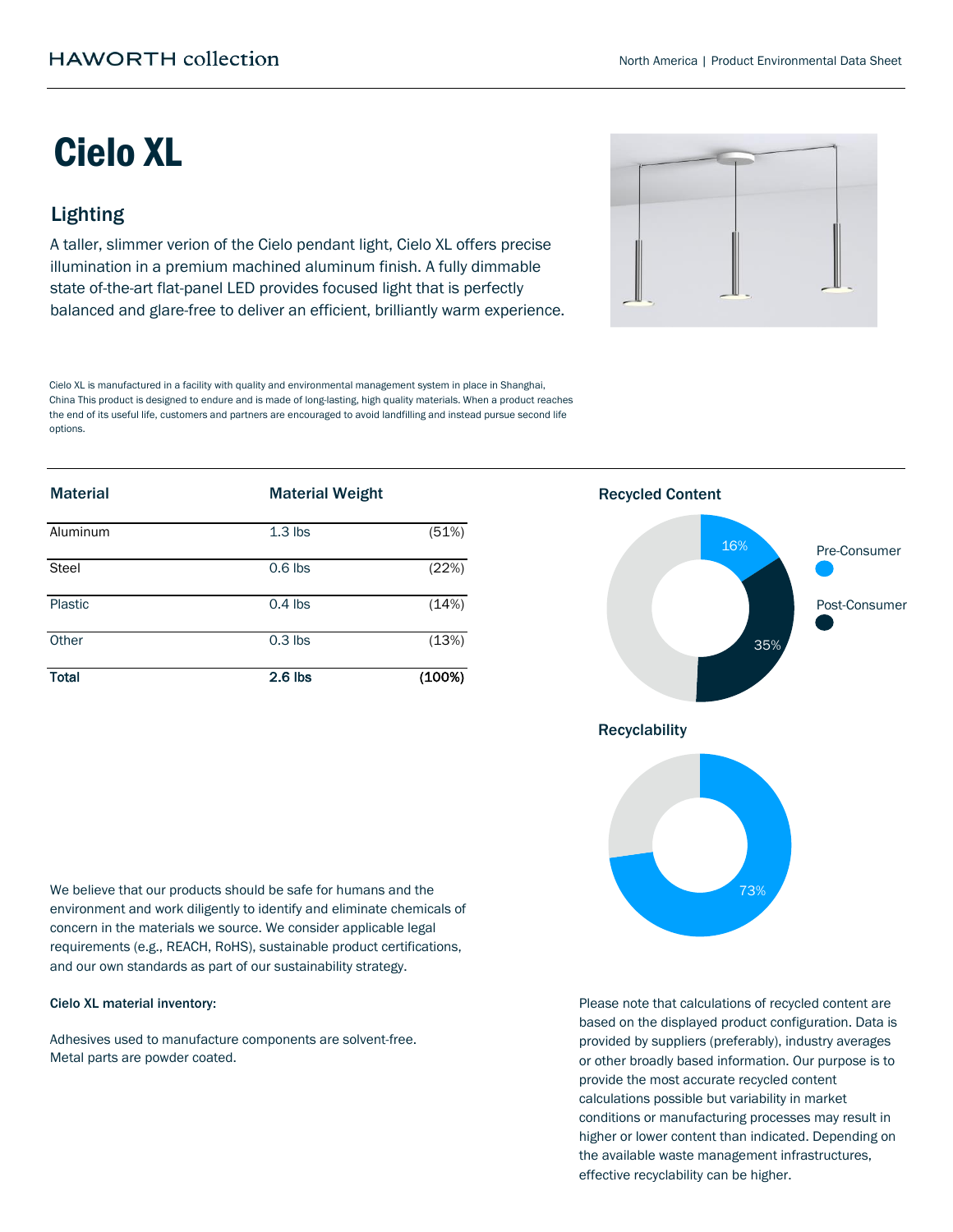HAWORTH collection

North America | Product Environmental Data Sheet

# Cielo XL

## Lighting

A taller, slimmer verion of the Cielo pendant light, Cielo XL offers precise illumination in a premium machined aluminum finish. A fully dimmable state of-the-art flat-panel LED provides focused light that is perfectly balanced and glare-free to deliver an efficient, brilliantly warm experience.

Cielo XL is manufactured in a facility with quality and environmental management system in place in Shanghai, China This product is designed to endure and is made of long-lasting, high quality materials. When a product reaches the end of its useful life, customers and partners are encouraged to avoid landfilling and instead pursue second life options.

| Material | Material Weight | |
|---|---|---|
| Aluminum | 1.3 lbs | (51%) |
| Steel | 0.6 lbs | (22%) |
| Plastic | 0.4 lbs | (14%) |
| Other | 0.3 lbs | (13%) |
| **Total** | **2.6 lbs** | **(100%)** |

**Recycled Content**

- Pre-Consumer: 16%
- Post-Consumer: 35%

**Recyclability**

73%

We believe that our products should be safe for humans and the environment and work diligently to identify and eliminate chemicals of concern in the materials we source. We consider applicable legal requirements (e.g., REACH, RoHS), sustainable product certifications, and our own standards as part of our sustainability strategy.

**Cielo XL material inventory:**

Adhesives used to manufacture components are solvent-free.
Metal parts are powder coated.

Please note that calculations of recycled content are based on the displayed product configuration. Data is provided by suppliers (preferably), industry averages or other broadly based information. Our purpose is to provide the most accurate recycled content calculations possible but variability in market conditions or manufacturing processes may result in higher or lower content than indicated. Depending on the available waste management infrastructures, effective recyclability can be higher.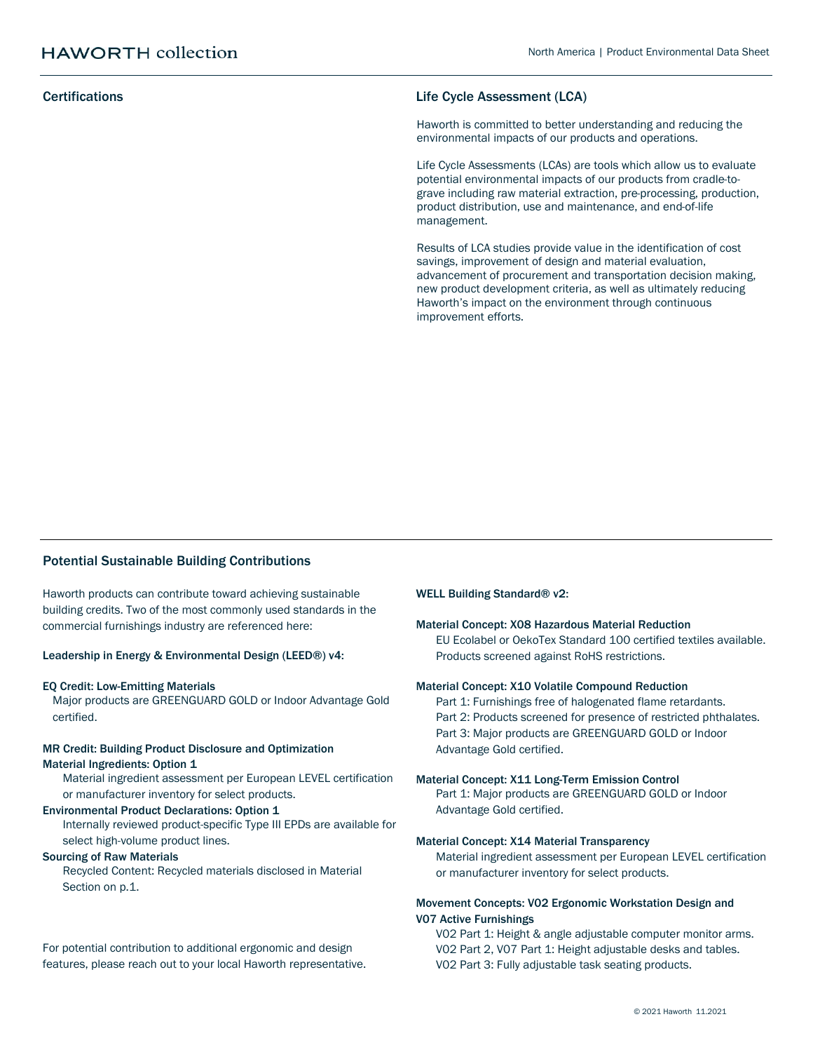## Certifications

## Life Cycle Assessment (LCA)

Haworth is committed to better understanding and reducing the environmental impacts of our products and operations.

Life Cycle Assessments (LCAs) are tools which allow us to evaluate potential environmental impacts of our products from cradle-to-grave including raw material extraction, pre-processing, production, product distribution, use and maintenance, and end-of-life management.

Results of LCA studies provide value in the identification of cost savings, improvement of design and material evaluation, advancement of procurement and transportation decision making, new product development criteria, as well as ultimately reducing Haworth's impact on the environment through continuous improvement efforts.

## Potential Sustainable Building Contributions

Haworth products can contribute toward achieving sustainable building credits. Two of the most commonly used standards in the commercial furnishings industry are referenced here:

### Leadership in Energy & Environmental Design (LEED®) v4:

**EQ Credit: Low-Emitting Materials**
Major products are GREENGUARD GOLD or Indoor Advantage Gold certified.

**MR Credit: Building Product Disclosure and Optimization**

**Material Ingredients: Option 1**
Material ingredient assessment per European LEVEL certification or manufacturer inventory for select products.

**Environmental Product Declarations: Option 1**
Internally reviewed product-specific Type III EPDs are available for select high-volume product lines.

**Sourcing of Raw Materials**
Recycled Content: Recycled materials disclosed in Material Section on p.1.

For potential contribution to additional ergonomic and design features, please reach out to your local Haworth representative.

### WELL Building Standard® v2:

**Material Concept: X08 Hazardous Material Reduction**
EU Ecolabel or OekoTex Standard 100 certified textiles available.
Products screened against RoHS restrictions.

**Material Concept: X10 Volatile Compound Reduction**
Part 1: Furnishings free of halogenated flame retardants.
Part 2: Products screened for presence of restricted phthalates.
Part 3: Major products are GREENGUARD GOLD or Indoor Advantage Gold certified.

**Material Concept: X11 Long-Term Emission Control**
Part 1: Major products are GREENGUARD GOLD or Indoor Advantage Gold certified.

**Material Concept: X14 Material Transparency**
Material ingredient assessment per European LEVEL certification or manufacturer inventory for select products.

**Movement Concepts: V02 Ergonomic Workstation Design and V07 Active Furnishings**
V02 Part 1: Height & angle adjustable computer monitor arms.
V02 Part 2, V07 Part 1: Height adjustable desks and tables.
V02 Part 3: Fully adjustable task seating products.

© 2021 Haworth 11.2021